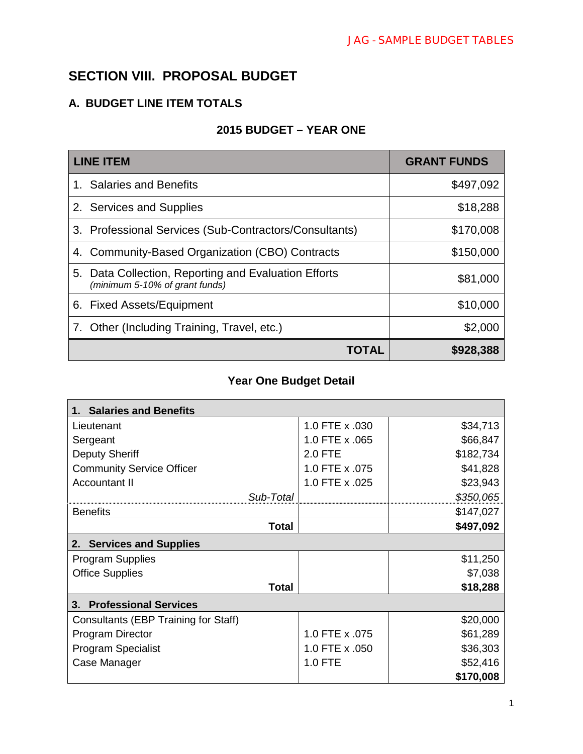## SECTION VIII. PROPOSAL BUDGET

### A. BUDGET LINE ITEM TOTALS

**2015 BUDGET – YEAR ONE**

| LINE ITEM | GRANT FUNDS |
|---|---:|
| 1. Salaries and Benefits | $497,092 |
| 2. Services and Supplies | $18,288 |
| 3. Professional Services (Sub-Contractors/Consultants) | $170,008 |
| 4. Community-Based Organization (CBO) Contracts | $150,000 |
| 5. Data Collection, Reporting and Evaluation Efforts *(minimum 5-10% of grant funds)* | $81,000 |
| 6. Fixed Assets/Equipment | $10,000 |
| 7. Other (Including Training, Travel, etc.) | $2,000 |
| **TOTAL** | **$928,388** |

**Year One Budget Detail**

| **1. Salaries and Benefits** | | |
|---|---|---:|
| Lieutenant | 1.0 FTE x .030 | $34,713 |
| Sergeant | 1.0 FTE x .065 | $66,847 |
| Deputy Sheriff | 2.0 FTE | $182,734 |
| Community Service Officer | 1.0 FTE x .075 | $41,828 |
| Accountant II | 1.0 FTE x .025 | $23,943 |
| *Sub-Total* | | *$350,065* |
| Benefits | | $147,027 |
| **Total** | | **$497,092** |
| **2. Services and Supplies** | | |
| Program Supplies | | $11,250 |
| Office Supplies | | $7,038 |
| **Total** | | **$18,288** |
| **3. Professional Services** | | |
| Consultants (EBP Training for Staff) | | $20,000 |
| Program Director | 1.0 FTE x .075 | $61,289 |
| Program Specialist | 1.0 FTE x .050 | $36,303 |
| Case Manager | 1.0 FTE | $52,416 |
| | | **$170,008** |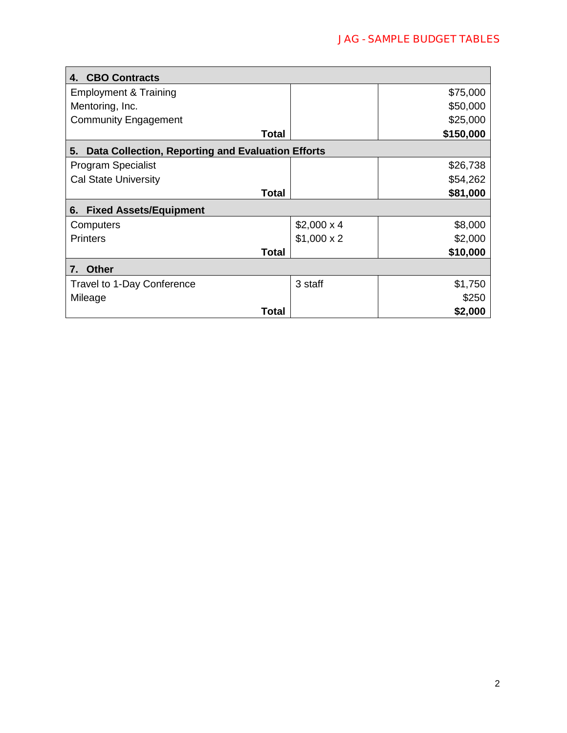| 4. CBO Contracts | | |
|---|---|---|
| Employment & Training | | $75,000 |
| Mentoring, Inc. | | $50,000 |
| Community Engagement | | $25,000 |
| **Total** | | **$150,000** |
| **5. Data Collection, Reporting and Evaluation Efforts** | | |
| Program Specialist | | $26,738 |
| Cal State University | | $54,262 |
| **Total** | | **$81,000** |
| **6. Fixed Assets/Equipment** | | |
| Computers | $2,000 x 4 | $8,000 |
| Printers | $1,000 x 2 | $2,000 |
| **Total** | | **$10,000** |
| **7. Other** | | |
| Travel to 1-Day Conference | 3 staff | $1,750 |
| Mileage | | $250 |
| **Total** | | **$2,000** |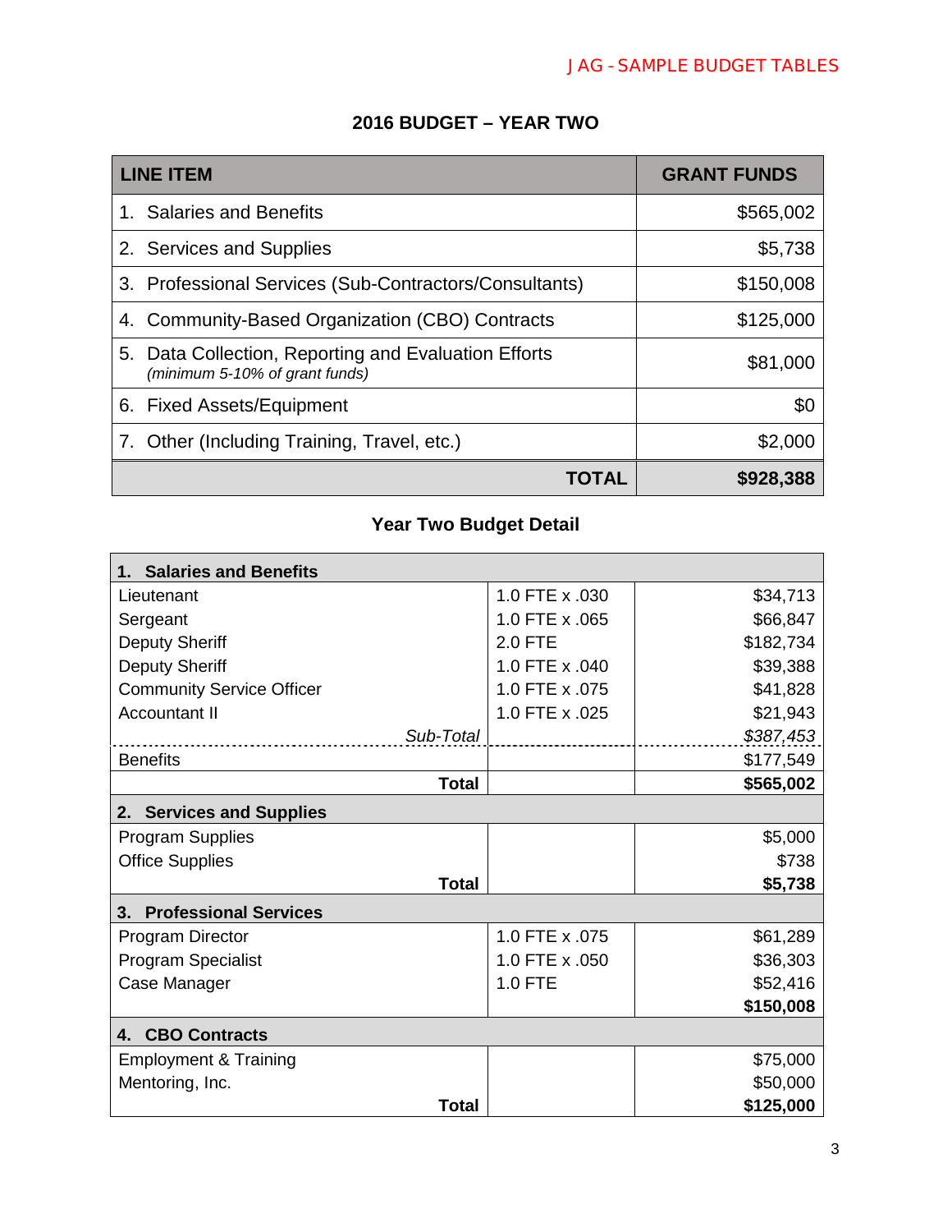## 2016 BUDGET – YEAR TWO

| LINE ITEM | GRANT FUNDS |
|---|---|
| 1. Salaries and Benefits | $565,002 |
| 2. Services and Supplies | $5,738 |
| 3. Professional Services (Sub-Contractors/Consultants) | $150,008 |
| 4. Community-Based Organization (CBO) Contracts | $125,000 |
| 5. Data Collection, Reporting and Evaluation Efforts *(minimum 5-10% of grant funds)* | $81,000 |
| 6. Fixed Assets/Equipment | $0 |
| 7. Other (Including Training, Travel, etc.) | $2,000 |
| **TOTAL** | **$928,388** |

### Year Two Budget Detail

| **1. Salaries and Benefits** | | |
|---|---|---|
| Lieutenant | 1.0 FTE x .030 | $34,713 |
| Sergeant | 1.0 FTE x .065 | $66,847 |
| Deputy Sheriff | 2.0 FTE | $182,734 |
| Deputy Sheriff | 1.0 FTE x .040 | $39,388 |
| Community Service Officer | 1.0 FTE x .075 | $41,828 |
| Accountant II | 1.0 FTE x .025 | $21,943 |
| *Sub-Total* | | *$387,453* |
| Benefits | | $177,549 |
| **Total** | | **$565,002** |
| **2. Services and Supplies** | | |
| Program Supplies | | $5,000 |
| Office Supplies | | $738 |
| **Total** | | **$5,738** |
| **3. Professional Services** | | |
| Program Director | 1.0 FTE x .075 | $61,289 |
| Program Specialist | 1.0 FTE x .050 | $36,303 |
| Case Manager | 1.0 FTE | $52,416 |
| | | **$150,008** |
| **4. CBO Contracts** | | |
| Employment & Training | | $75,000 |
| Mentoring, Inc. | | $50,000 |
| **Total** | | **$125,000** |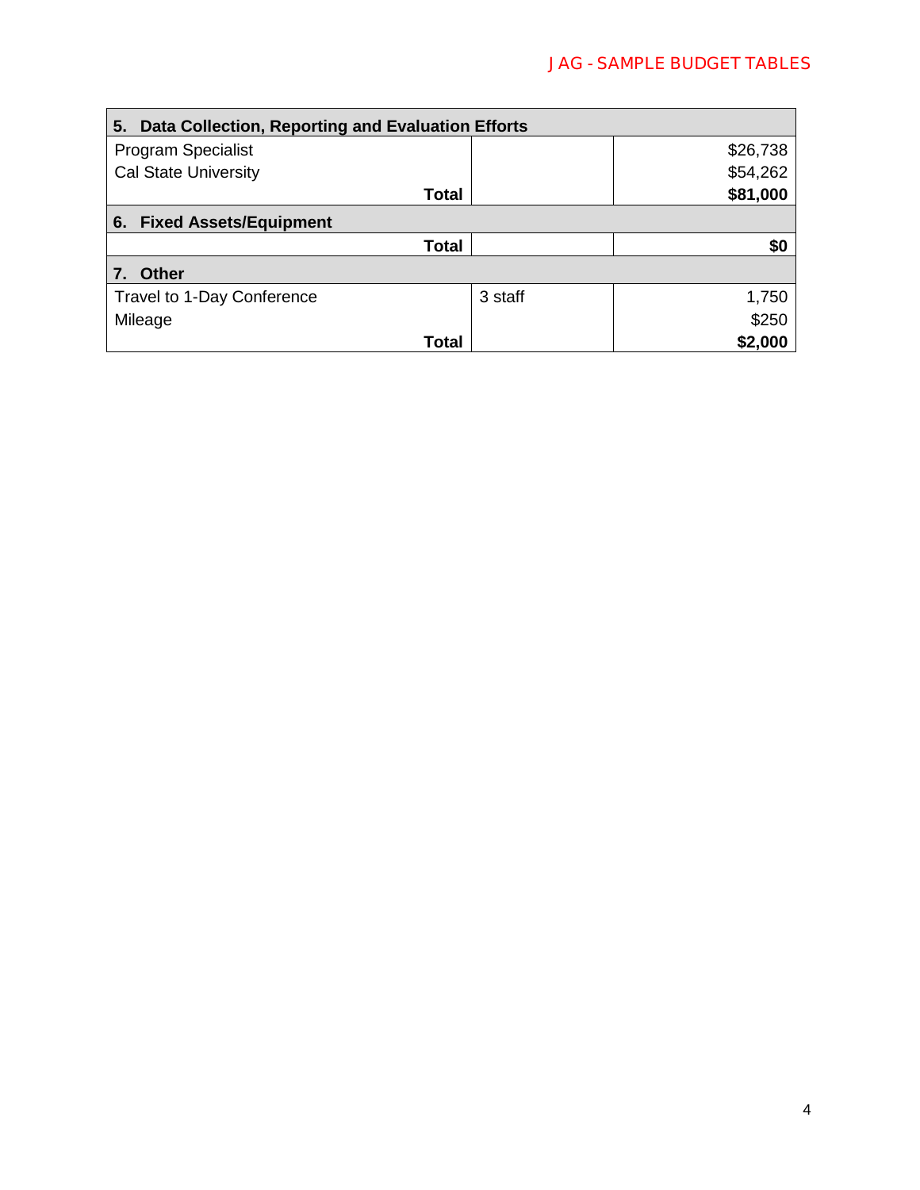| 5. Data Collection, Reporting and Evaluation Efforts | | |
|---|---|---|
| Program Specialist | | $26,738 |
| Cal State University | | $54,262 |
| **Total** | | **$81,000** |
| **6. Fixed Assets/Equipment** | | |
| **Total** | | **$0** |
| **7. Other** | | |
| Travel to 1-Day Conference | 3 staff | 1,750 |
| Mileage | | $250 |
| **Total** | | **$2,000** |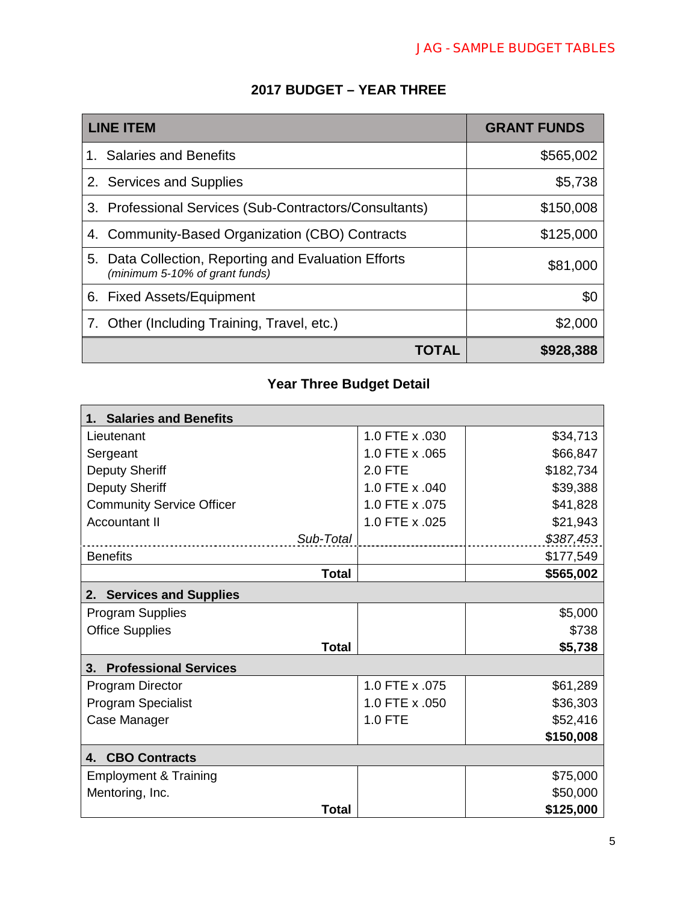## 2017 BUDGET – YEAR THREE

| LINE ITEM | GRANT FUNDS |
|---|---|
| 1. Salaries and Benefits | $565,002 |
| 2. Services and Supplies | $5,738 |
| 3. Professional Services (Sub-Contractors/Consultants) | $150,008 |
| 4. Community-Based Organization (CBO) Contracts | $125,000 |
| 5. Data Collection, Reporting and Evaluation Efforts *(minimum 5-10% of grant funds)* | $81,000 |
| 6. Fixed Assets/Equipment | $0 |
| 7. Other (Including Training, Travel, etc.) | $2,000 |
| **TOTAL** | **$928,388** |

### Year Three Budget Detail

| **1. Salaries and Benefits** | | |
|---|---|---|
| Lieutenant | 1.0 FTE x .030 | $34,713 |
| Sergeant | 1.0 FTE x .065 | $66,847 |
| Deputy Sheriff | 2.0 FTE | $182,734 |
| Deputy Sheriff | 1.0 FTE x .040 | $39,388 |
| Community Service Officer | 1.0 FTE x .075 | $41,828 |
| Accountant II | 1.0 FTE x .025 | $21,943 |
| *Sub-Total* | | *$387,453* |
| Benefits | | $177,549 |
| **Total** | | **$565,002** |
| **2. Services and Supplies** | | |
| Program Supplies | | $5,000 |
| Office Supplies | | $738 |
| **Total** | | **$5,738** |
| **3. Professional Services** | | |
| Program Director | 1.0 FTE x .075 | $61,289 |
| Program Specialist | 1.0 FTE x .050 | $36,303 |
| Case Manager | 1.0 FTE | $52,416 |
| | | **$150,008** |
| **4. CBO Contracts** | | |
| Employment & Training | | $75,000 |
| Mentoring, Inc. | | $50,000 |
| **Total** | | **$125,000** |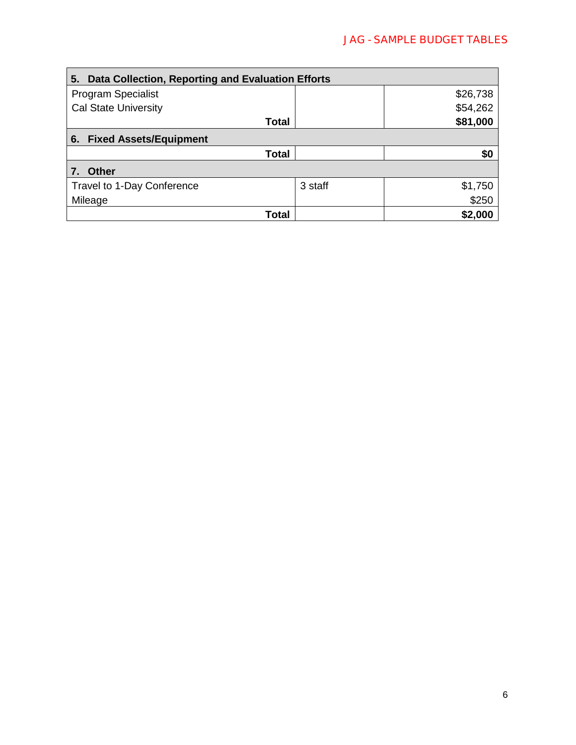| | | |
|---|---|---|
| **5. Data Collection, Reporting and Evaluation Efforts** | | |
| Program Specialist | | $26,738 |
| Cal State University | | $54,262 |
| **Total** | | **$81,000** |
| **6. Fixed Assets/Equipment** | | |
| **Total** | | **$0** |
| **7. Other** | | |
| Travel to 1-Day Conference | 3 staff | $1,750 |
| Mileage | | $250 |
| **Total** | | **$2,000** |